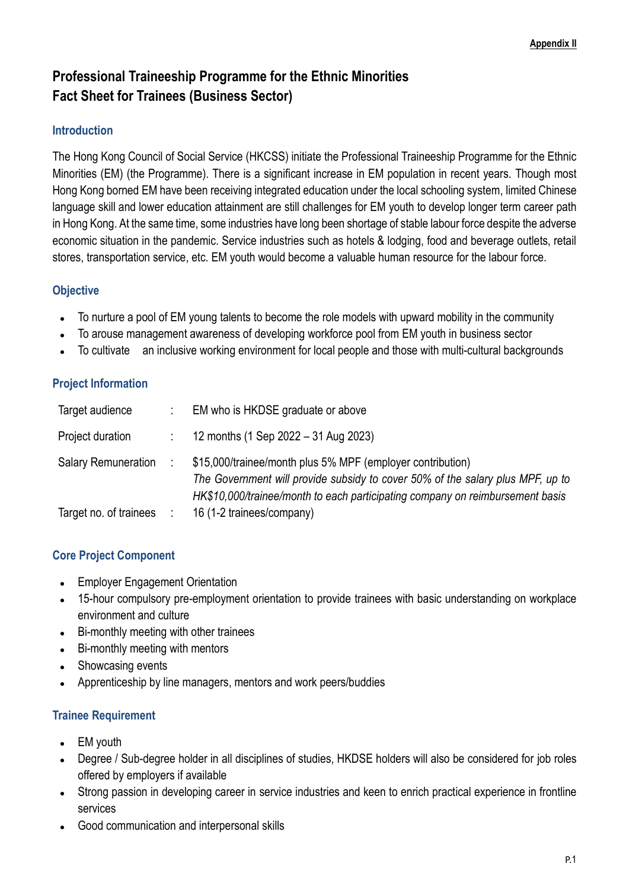**Appendix II**

# Professional Traineeship Programme for the Ethnic Minorities
# Fact Sheet for Trainees (Business Sector)

## Introduction

The Hong Kong Council of Social Service (HKCSS) initiate the Professional Traineeship Programme for the Ethnic Minorities (EM) (the Programme). There is a significant increase in EM population in recent years. Though most Hong Kong borned EM have been receiving integrated education under the local schooling system, limited Chinese language skill and lower education attainment are still challenges for EM youth to develop longer term career path in Hong Kong. At the same time, some industries have long been shortage of stable labour force despite the adverse economic situation in the pandemic. Service industries such as hotels & lodging, food and beverage outlets, retail stores, transportation service, etc. EM youth would become a valuable human resource for the labour force.

## Objective

- To nurture a pool of EM young talents to become the role models with upward mobility in the community
- To arouse management awareness of developing workforce pool from EM youth in business sector
- To cultivate an inclusive working environment for local people and those with multi-cultural backgrounds

## Project Information

| | | |
|---|---|---|
| Target audience | : | EM who is HKDSE graduate or above |
| Project duration | : | 12 months (1 Sep 2022 – 31 Aug 2023) |
| Salary Remuneration | : | $15,000/trainee/month plus 5% MPF (employer contribution)<br>*The Government will provide subsidy to cover 50% of the salary plus MPF, up to HK$10,000/trainee/month to each participating company on reimbursement basis* |
| Target no. of trainees | : | 16 (1-2 trainees/company) |

## Core Project Component

- Employer Engagement Orientation
- 15-hour compulsory pre-employment orientation to provide trainees with basic understanding on workplace environment and culture
- Bi-monthly meeting with other trainees
- Bi-monthly meeting with mentors
- Showcasing events
- Apprenticeship by line managers, mentors and work peers/buddies

## Trainee Requirement

- EM youth
- Degree / Sub-degree holder in all disciplines of studies, HKDSE holders will also be considered for job roles offered by employers if available
- Strong passion in developing career in service industries and keen to enrich practical experience in frontline services
- Good communication and interpersonal skills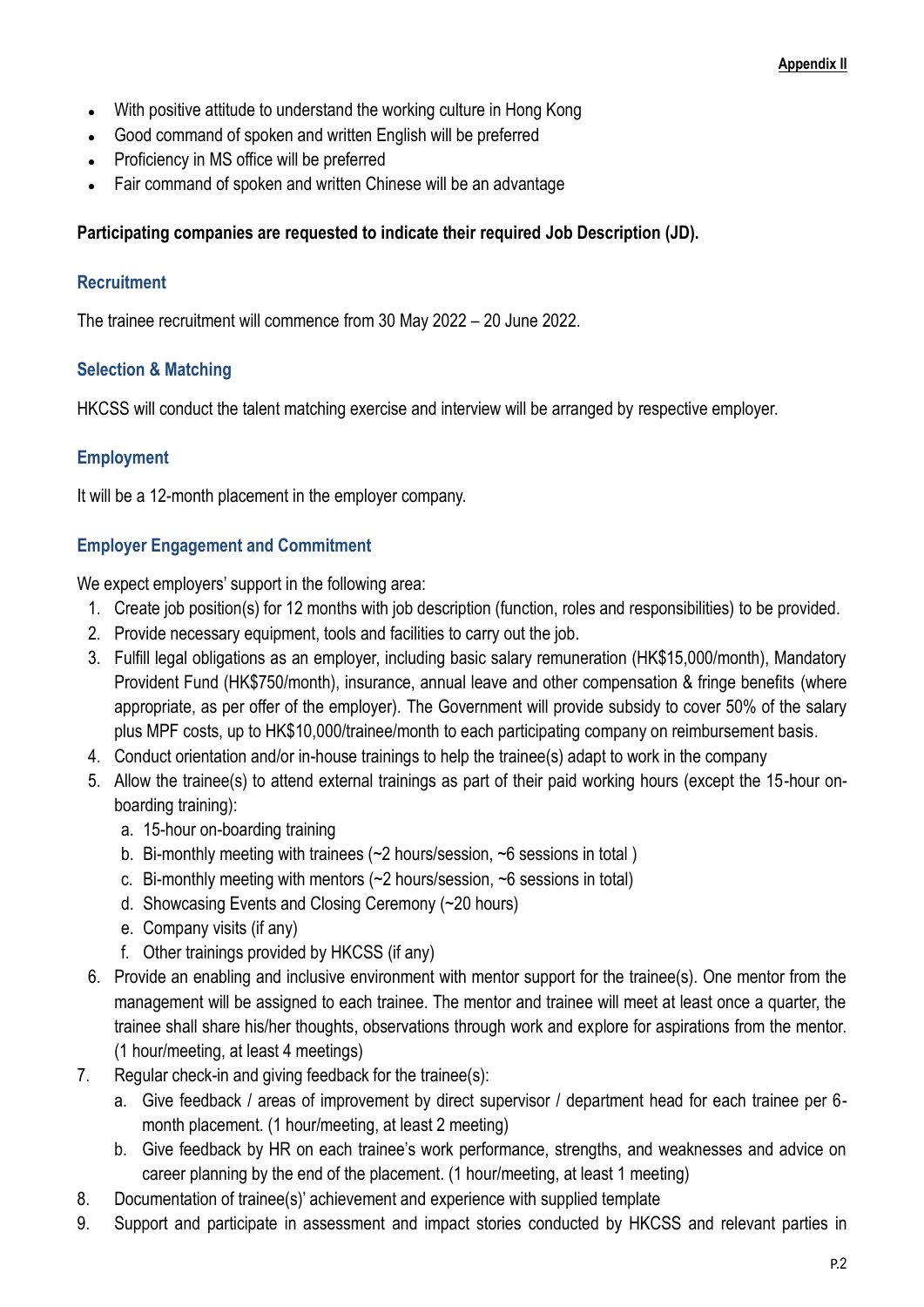**Appendix II**

- With positive attitude to understand the working culture in Hong Kong
- Good command of spoken and written English will be preferred
- Proficiency in MS office will be preferred
- Fair command of spoken and written Chinese will be an advantage

**Participating companies are requested to indicate their required Job Description (JD).**

### Recruitment

The trainee recruitment will commence from 30 May 2022 – 20 June 2022.

### Selection & Matching

HKCSS will conduct the talent matching exercise and interview will be arranged by respective employer.

### Employment

It will be a 12-month placement in the employer company.

### Employer Engagement and Commitment

We expect employers' support in the following area:

1. Create job position(s) for 12 months with job description (function, roles and responsibilities) to be provided.
2. Provide necessary equipment, tools and facilities to carry out the job.
3. Fulfill legal obligations as an employer, including basic salary remuneration (HK$15,000/month), Mandatory Provident Fund (HK$750/month), insurance, annual leave and other compensation & fringe benefits (where appropriate, as per offer of the employer). The Government will provide subsidy to cover 50% of the salary plus MPF costs, up to HK$10,000/trainee/month to each participating company on reimbursement basis.
4. Conduct orientation and/or in-house trainings to help the trainee(s) adapt to work in the company
5. Allow the trainee(s) to attend external trainings as part of their paid working hours (except the 15-hour on-boarding training):
   a. 15-hour on-boarding training
   b. Bi-monthly meeting with trainees (~2 hours/session, ~6 sessions in total )
   c. Bi-monthly meeting with mentors (~2 hours/session, ~6 sessions in total)
   d. Showcasing Events and Closing Ceremony (~20 hours)
   e. Company visits (if any)
   f. Other trainings provided by HKCSS (if any)
6. Provide an enabling and inclusive environment with mentor support for the trainee(s). One mentor from the management will be assigned to each trainee. The mentor and trainee will meet at least once a quarter, the trainee shall share his/her thoughts, observations through work and explore for aspirations from the mentor. (1 hour/meeting, at least 4 meetings)
7. Regular check-in and giving feedback for the trainee(s):
   a. Give feedback / areas of improvement by direct supervisor / department head for each trainee per 6-month placement. (1 hour/meeting, at least 2 meeting)
   b. Give feedback by HR on each trainee's work performance, strengths, and weaknesses and advice on career planning by the end of the placement. (1 hour/meeting, at least 1 meeting)
8. Documentation of trainee(s)' achievement and experience with supplied template
9. Support and participate in assessment and impact stories conducted by HKCSS and relevant parties in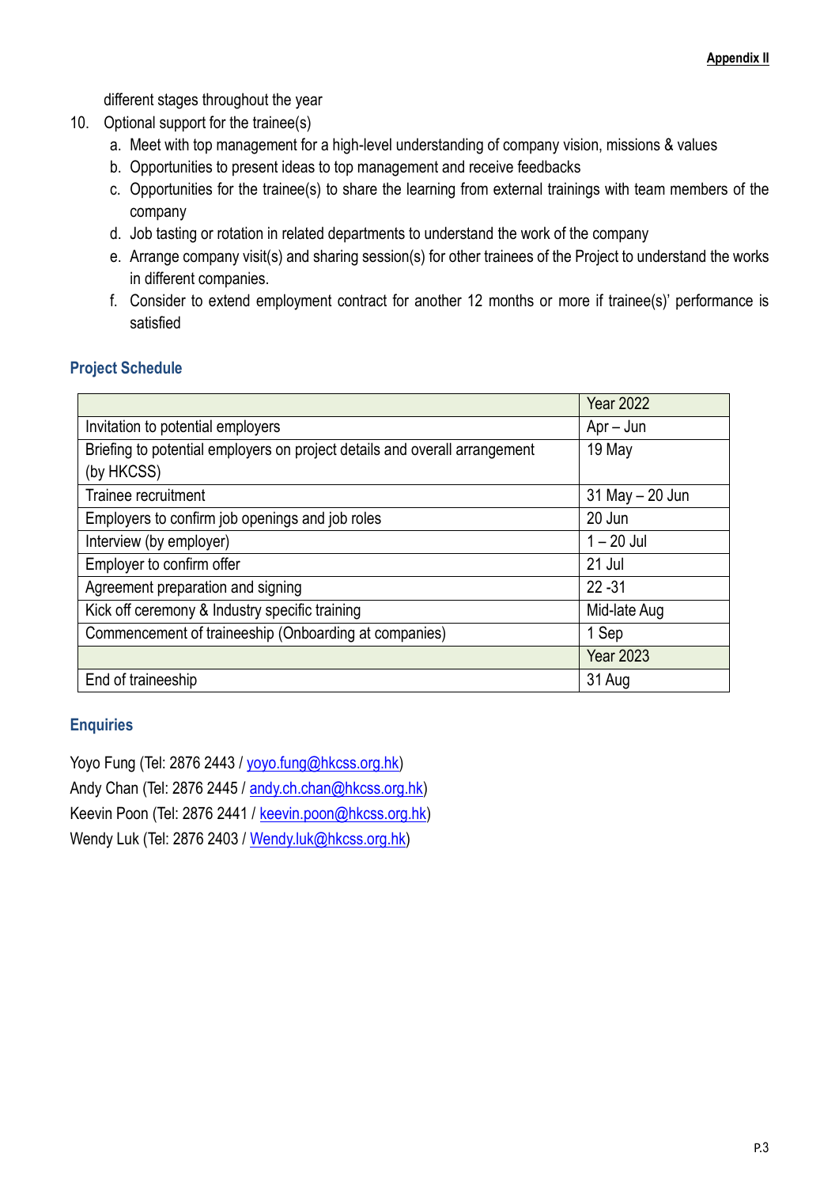different stages throughout the year

10. Optional support for the trainee(s)
    a. Meet with top management for a high-level understanding of company vision, missions & values
    b. Opportunities to present ideas to top management and receive feedbacks
    c. Opportunities for the trainee(s) to share the learning from external trainings with team members of the company
    d. Job tasting or rotation in related departments to understand the work of the company
    e. Arrange company visit(s) and sharing session(s) for other trainees of the Project to understand the works in different companies.
    f. Consider to extend employment contract for another 12 months or more if trainee(s)' performance is satisfied

## Project Schedule

| | Year 2022 |
|---|---|
| Invitation to potential employers | Apr – Jun |
| Briefing to potential employers on project details and overall arrangement (by HKCSS) | 19 May |
| Trainee recruitment | 31 May – 20 Jun |
| Employers to confirm job openings and job roles | 20 Jun |
| Interview (by employer) | 1 – 20 Jul |
| Employer to confirm offer | 21 Jul |
| Agreement preparation and signing | 22 -31 |
| Kick off ceremony & Industry specific training | Mid-late Aug |
| Commencement of traineeship (Onboarding at companies) | 1 Sep |
| | Year 2023 |
| End of traineeship | 31 Aug |

## Enquiries

Yoyo Fung (Tel: 2876 2443 / yoyo.fung@hkcss.org.hk)
Andy Chan (Tel: 2876 2445 / andy.ch.chan@hkcss.org.hk)
Keevin Poon (Tel: 2876 2441 / keevin.poon@hkcss.org.hk)
Wendy Luk (Tel: 2876 2403 / Wendy.luk@hkcss.org.hk)